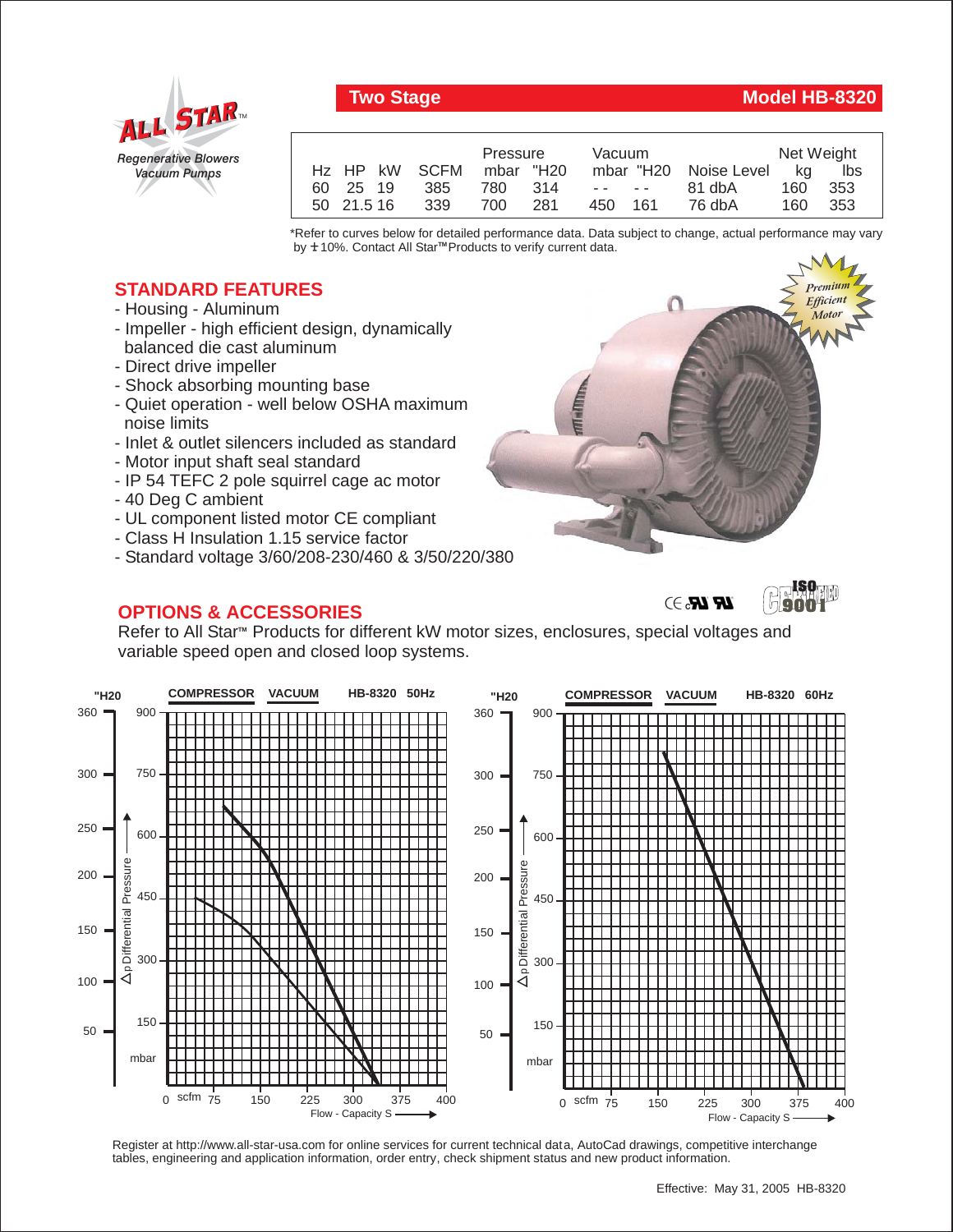ALL STAR™
*Regenerative Blowers*
*Vacuum Pumps*

## Two Stage — Model HB-8320

| Hz | HP | kW | SCFM | Pressure mbar | Pressure "H20 | Vacuum mbar | Vacuum "H20 | Noise Level | Net Weight kg | Net Weight lbs |
|---|---|---|---|---|---|---|---|---|---|---|
| 60 | 25 | 19 | 385 | 780 | 314 | - - | - - | 81 dbA | 160 | 353 |
| 50 | 21.5 | 16 | 339 | 700 | 281 | 450 | 161 | 76 dbA | 160 | 353 |

*Refer to curves below for detailed performance data. Data subject to change, actual performance may vary by ± 10%. Contact All Star™ Products to verify current data.

*Premium Efficient Motor*

## STANDARD FEATURES

- Housing - Aluminum
- Impeller - high efficient design, dynamically balanced die cast aluminum
- Direct drive impeller
- Shock absorbing mounting base
- Quiet operation - well below OSHA maximum noise limits
- Inlet & outlet silencers included as standard
- Motor input shaft seal standard
- IP 54 TEFC 2 pole squirrel cage ac motor
- 40 Deg C ambient
- UL component listed motor CE compliant
- Class H Insulation 1.15 service factor
- Standard voltage 3/60/208-230/460 & 3/50/220/380

## OPTIONS & ACCESSORIES

Refer to All Star™ Products for different kW motor sizes, enclosures, special voltages and variable speed open and closed loop systems.

**COMPRESSOR VACUUM HB-8320 50Hz**

Δp Differential Pressure ("H20: 50, 100, 150, 200, 250, 300, 360; mbar: 150, 300, 450, 600, 750, 900) vs. Flow - Capacity S (scfm: 0, 75, 150, 225, 300, 375, 400)

**COMPRESSOR VACUUM HB-8320 60Hz**

Δp Differential Pressure ("H20: 50, 100, 150, 200, 250, 300, 360; mbar: 150, 300, 450, 600, 750, 900) vs. Flow - Capacity S (scfm: 0, 75, 150, 225, 300, 375, 400)

Register at http://www.all-star-usa.com for online services for current technical data, AutoCad drawings, competitive interchange tables, engineering and application information, order entry, check shipment status and new product information.

Effective: May 31, 2005 HB-8320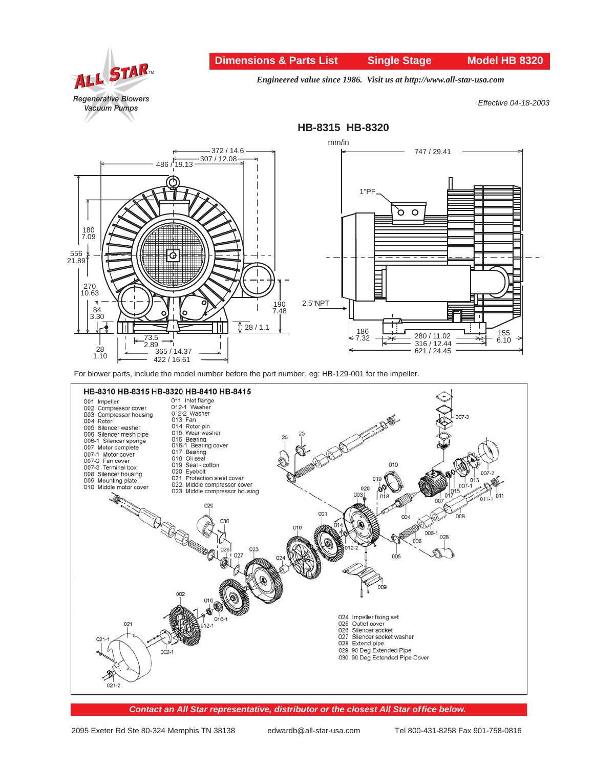**Dimensions & Parts List** **Single Stage** **Model HB 8320**

ALL STAR™
*Regenerative Blowers*
*Vacuum Pumps*

***Engineered value since 1986. Visit us at http://www.all-star-usa.com***

*Effective 04-18-2003*

## HB-8315 HB-8320

mm/in

372 / 14.6
307 / 12.08
486 / 19.13
180
7.09
556
21.89
270
10.63
84
3.30
28
1.10
73.5
2.89
365 / 14.37
422 / 16.61
190
7.48
28 / 1.1
747 / 29.41
1"PF
2.5"NPT
186
7.32
280 / 11.02
316 / 12.44
621 / 24.45
155
6.10

For blower parts, include the model number before the part number, eg: HB-129-001 for the impeller.

### HB-8310 HB-8315 HB-8320 HB-8410 HB-8415

001 Impeller
002 Compressor cover
003 Compressor housing
004 Rotor
005 Silencer washer
006 Silencer mesh pipe
006-1 Silencer sponge
007 Motor complete
007-1 Motor cover
007-2 Fan cover
007-3 Terminal box
008 Silencer housing
009 Mounting plate
010 Middle motor cover
011 Inlet flange
012-1 Washer
012-2 Washer
013 Fan
014 Rotor pin
015 Wear washer
016 Bearing
016-1 Bearing cover
017 Bearing
018 Oil seal
019 Seal - cotton
020 Eyebolt
021 Protection steel cover
022 Middle compressor cover
023 Middle compressor housing
024 Impeller fixing set
025 Outlet cover
026 Silencer socket
027 Silencer socket washer
028 Extend pipe
029 90 Deg Extended Pipe
030 90 Deg Ectended Pipe Cover

***Contact an All Star representative, distributor or the closest All Star office below.***

2095 Exeter Rd Ste 80-324 Memphis TN 38138 edwardb@all-star-usa.com Tel 800-431-8258 Fax 901-758-0816